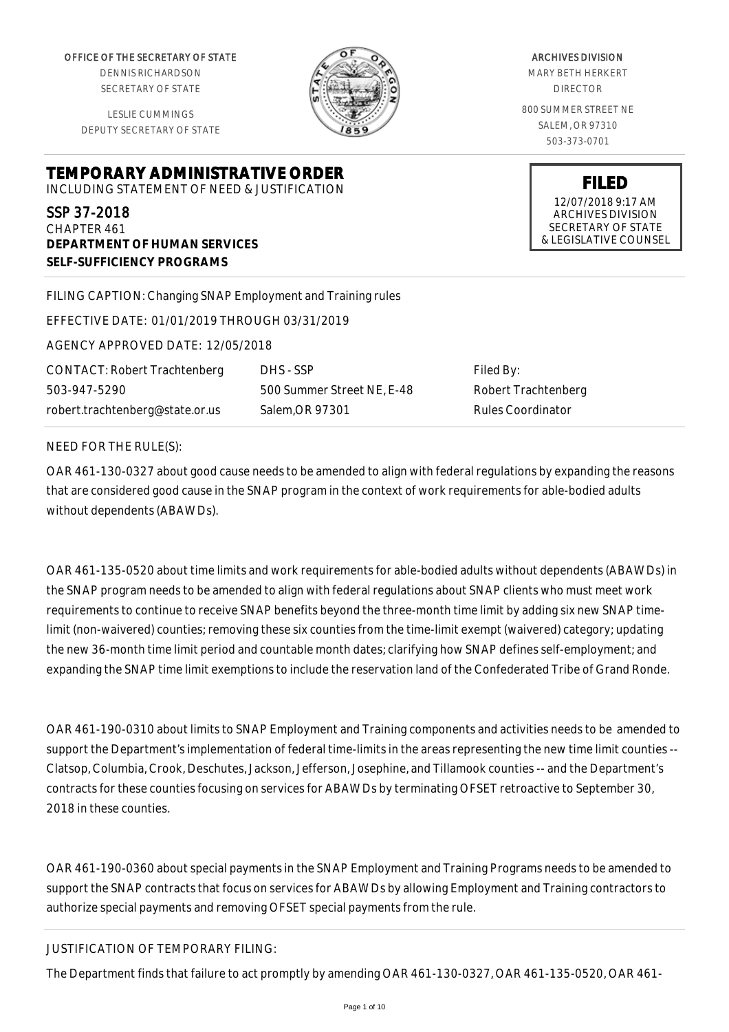OFFICE OF THE SECRETARY OF STATE
DENNIS RICHARDSON
SECRETARY OF STATE

LESLIE CUMMINGS
DEPUTY SECRETARY OF STATE

ARCHIVES DIVISION
MARY BETH HERKERT
DIRECTOR

800 SUMMER STREET NE
SALEM, OR 97310
503-373-0701

**FILED**
12/07/2018 9:17 AM
ARCHIVES DIVISION
SECRETARY OF STATE
& LEGISLATIVE COUNSEL

# TEMPORARY ADMINISTRATIVE ORDER

INCLUDING STATEMENT OF NEED & JUSTIFICATION

SSP 37-2018
CHAPTER 461
**DEPARTMENT OF HUMAN SERVICES**
**SELF-SUFFICIENCY PROGRAMS**

FILING CAPTION: Changing SNAP Employment and Training rules

EFFECTIVE DATE: 01/01/2019 THROUGH 03/31/2019

AGENCY APPROVED DATE: 12/05/2018

| CONTACT: Robert Trachtenberg | DHS - SSP | Filed By: |
|---|---|---|
| 503-947-5290 | 500 Summer Street NE, E-48 | Robert Trachtenberg |
| robert.trachtenberg@state.or.us | Salem,OR 97301 | Rules Coordinator |

NEED FOR THE RULE(S):

OAR 461-130-0327 about good cause needs to be amended to align with federal regulations by expanding the reasons that are considered good cause in the SNAP program in the context of work requirements for able-bodied adults without dependents (ABAWDs).

OAR 461-135-0520 about time limits and work requirements for able-bodied adults without dependents (ABAWDs) in the SNAP program needs to be amended to align with federal regulations about SNAP clients who must meet work requirements to continue to receive SNAP benefits beyond the three-month time limit by adding six new SNAP time-limit (non-waivered) counties; removing these six counties from the time-limit exempt (waivered) category; updating the new 36-month time limit period and countable month dates; clarifying how SNAP defines self-employment; and expanding the SNAP time limit exemptions to include the reservation land of the Confederated Tribe of Grand Ronde.

OAR 461-190-0310 about limits to SNAP Employment and Training components and activities needs to be amended to support the Department's implementation of federal time-limits in the areas representing the new time limit counties -- Clatsop, Columbia, Crook, Deschutes, Jackson, Jefferson, Josephine, and Tillamook counties -- and the Department's contracts for these counties focusing on services for ABAWDs by terminating OFSET retroactive to September 30, 2018 in these counties.

OAR 461-190-0360 about special payments in the SNAP Employment and Training Programs needs to be amended to support the SNAP contracts that focus on services for ABAWDs by allowing Employment and Training contractors to authorize special payments and removing OFSET special payments from the rule.

JUSTIFICATION OF TEMPORARY FILING:

The Department finds that failure to act promptly by amending OAR 461-130-0327, OAR 461-135-0520, OAR 461-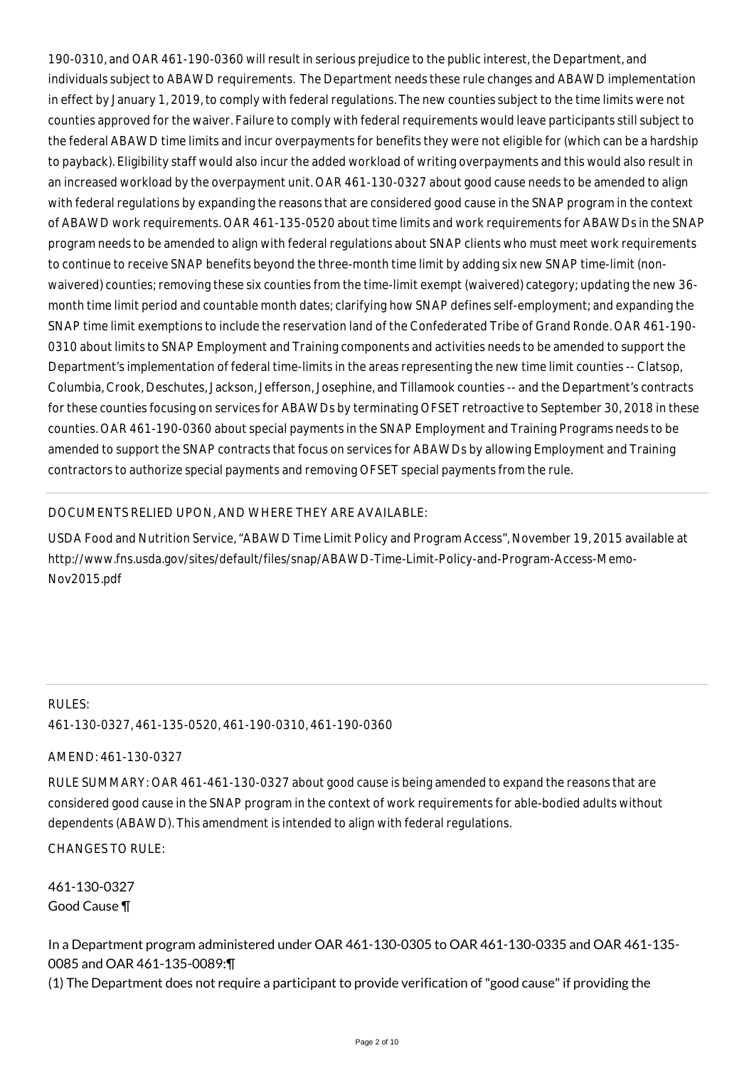190-0310, and OAR 461-190-0360 will result in serious prejudice to the public interest, the Department, and individuals subject to ABAWD requirements. The Department needs these rule changes and ABAWD implementation in effect by January 1, 2019, to comply with federal regulations. The new counties subject to the time limits were not counties approved for the waiver. Failure to comply with federal requirements would leave participants still subject to the federal ABAWD time limits and incur overpayments for benefits they were not eligible for (which can be a hardship to payback). Eligibility staff would also incur the added workload of writing overpayments and this would also result in an increased workload by the overpayment unit. OAR 461-130-0327 about good cause needs to be amended to align with federal regulations by expanding the reasons that are considered good cause in the SNAP program in the context of ABAWD work requirements. OAR 461-135-0520 about time limits and work requirements for ABAWDs in the SNAP program needs to be amended to align with federal regulations about SNAP clients who must meet work requirements to continue to receive SNAP benefits beyond the three-month time limit by adding six new SNAP time-limit (non-waivered) counties; removing these six counties from the time-limit exempt (waivered) category; updating the new 36-month time limit period and countable month dates; clarifying how SNAP defines self-employment; and expanding the SNAP time limit exemptions to include the reservation land of the Confederated Tribe of Grand Ronde. OAR 461-190-0310 about limits to SNAP Employment and Training components and activities needs to be amended to support the Department's implementation of federal time-limits in the areas representing the new time limit counties -- Clatsop, Columbia, Crook, Deschutes, Jackson, Jefferson, Josephine, and Tillamook counties -- and the Department's contracts for these counties focusing on services for ABAWDs by terminating OFSET retroactive to September 30, 2018 in these counties. OAR 461-190-0360 about special payments in the SNAP Employment and Training Programs needs to be amended to support the SNAP contracts that focus on services for ABAWDs by allowing Employment and Training contractors to authorize special payments and removing OFSET special payments from the rule.

DOCUMENTS RELIED UPON, AND WHERE THEY ARE AVAILABLE:

USDA Food and Nutrition Service, "ABAWD Time Limit Policy and Program Access", November 19, 2015 available at http://www.fns.usda.gov/sites/default/files/snap/ABAWD-Time-Limit-Policy-and-Program-Access-Memo-Nov2015.pdf

RULES:

461-130-0327, 461-135-0520, 461-190-0310, 461-190-0360

AMEND: 461-130-0327

RULE SUMMARY: OAR 461-461-130-0327 about good cause is being amended to expand the reasons that are considered good cause in the SNAP program in the context of work requirements for able-bodied adults without dependents (ABAWD). This amendment is intended to align with federal regulations.

CHANGES TO RULE:

461-130-0327
Good Cause ¶

In a Department program administered under OAR 461-130-0305 to OAR 461-130-0335 and OAR 461-135-0085 and OAR 461-135-0089:¶
(1) The Department does not require a participant to provide verification of "good cause" if providing the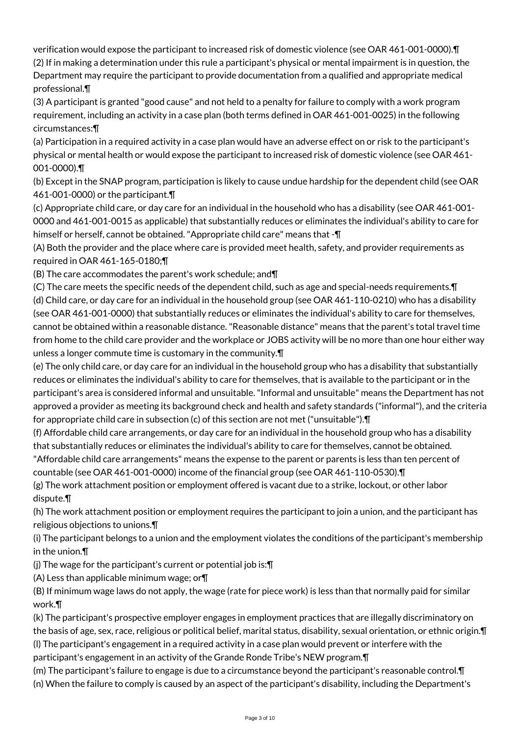verification would expose the participant to increased risk of domestic violence (see OAR 461-001-0000).¶
(2) If in making a determination under this rule a participant's physical or mental impairment is in question, the Department may require the participant to provide documentation from a qualified and appropriate medical professional.¶
(3) A participant is granted "good cause" and not held to a penalty for failure to comply with a work program requirement, including an activity in a case plan (both terms defined in OAR 461-001-0025) in the following circumstances:¶
(a) Participation in a required activity in a case plan would have an adverse effect on or risk to the participant's physical or mental health or would expose the participant to increased risk of domestic violence (see OAR 461-001-0000).¶
(b) Except in the SNAP program, participation is likely to cause undue hardship for the dependent child (see OAR 461-001-0000) or the participant.¶
(c) Appropriate child care, or day care for an individual in the household who has a disability (see OAR 461-001-0000 and 461-001-0015 as applicable) that substantially reduces or eliminates the individual's ability to care for himself or herself, cannot be obtained. "Appropriate child care" means that -¶
(A) Both the provider and the place where care is provided meet health, safety, and provider requirements as required in OAR 461-165-0180;¶
(B) The care accommodates the parent's work schedule; and¶
(C) The care meets the specific needs of the dependent child, such as age and special-needs requirements.¶
(d) Child care, or day care for an individual in the household group (see OAR 461-110-0210) who has a disability (see OAR 461-001-0000) that substantially reduces or eliminates the individual's ability to care for themselves, cannot be obtained within a reasonable distance. "Reasonable distance" means that the parent's total travel time from home to the child care provider and the workplace or JOBS activity will be no more than one hour either way unless a longer commute time is customary in the community.¶
(e) The only child care, or day care for an individual in the household group who has a disability that substantially reduces or eliminates the individual's ability to care for themselves, that is available to the participant or in the participant's area is considered informal and unsuitable. "Informal and unsuitable" means the Department has not approved a provider as meeting its background check and health and safety standards ("informal"), and the criteria for appropriate child care in subsection (c) of this section are not met ("unsuitable").¶
(f) Affordable child care arrangements, or day care for an individual in the household group who has a disability that substantially reduces or eliminates the individual's ability to care for themselves, cannot be obtained. "Affordable child care arrangements" means the expense to the parent or parents is less than ten percent of countable (see OAR 461-001-0000) income of the financial group (see OAR 461-110-0530).¶
(g) The work attachment position or employment offered is vacant due to a strike, lockout, or other labor dispute.¶
(h) The work attachment position or employment requires the participant to join a union, and the participant has religious objections to unions.¶
(i) The participant belongs to a union and the employment violates the conditions of the participant's membership in the union.¶
(j) The wage for the participant's current or potential job is:¶
(A) Less than applicable minimum wage; or¶
(B) If minimum wage laws do not apply, the wage (rate for piece work) is less than that normally paid for similar work.¶
(k) The participant's prospective employer engages in employment practices that are illegally discriminatory on the basis of age, sex, race, religious or political belief, marital status, disability, sexual orientation, or ethnic origin.¶
(l) The participant's engagement in a required activity in a case plan would prevent or interfere with the participant's engagement in an activity of the Grande Ronde Tribe's NEW program.¶
(m) The participant's failure to engage is due to a circumstance beyond the participant's reasonable control.¶
(n) When the failure to comply is caused by an aspect of the participant's disability, including the Department's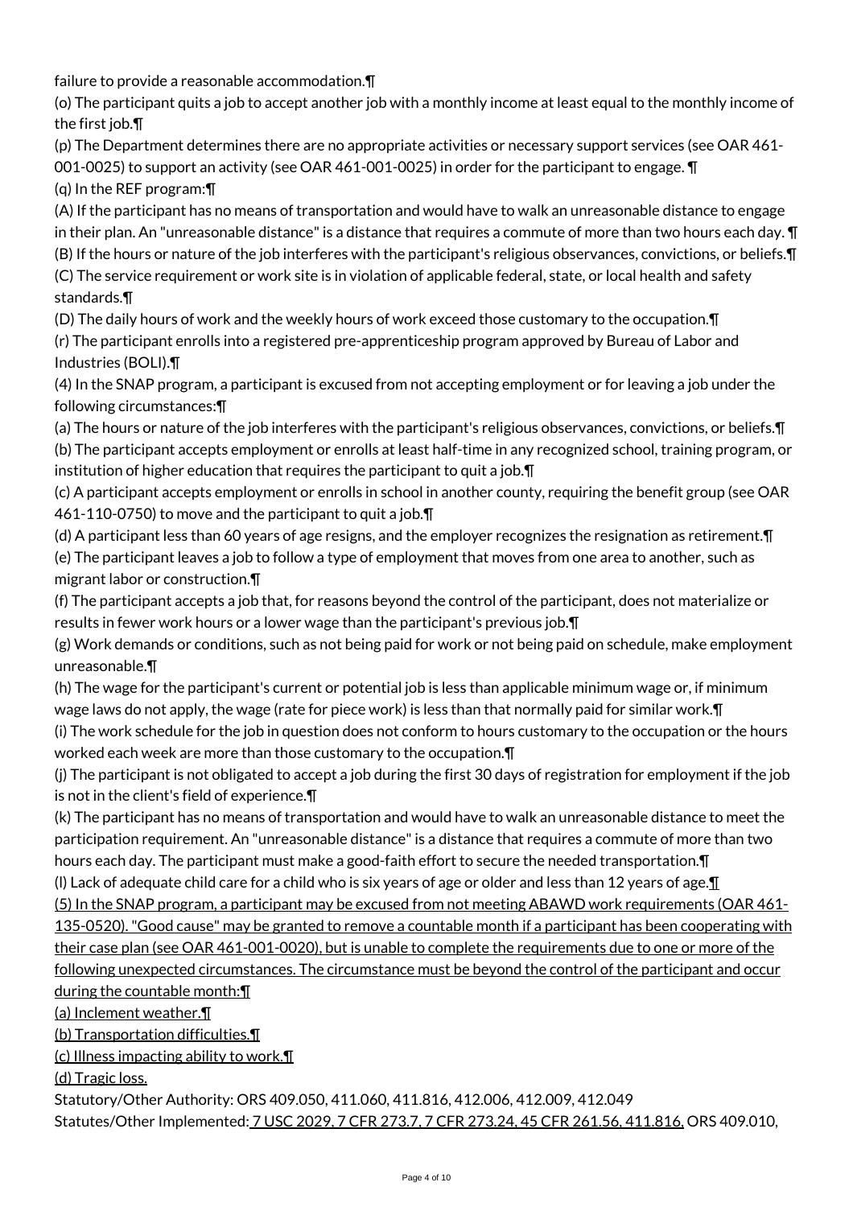failure to provide a reasonable accommodation.¶

(o) The participant quits a job to accept another job with a monthly income at least equal to the monthly income of the first job.¶

(p) The Department determines there are no appropriate activities or necessary support services (see OAR 461-001-0025) to support an activity (see OAR 461-001-0025) in order for the participant to engage. ¶

(q) In the REF program:¶

(A) If the participant has no means of transportation and would have to walk an unreasonable distance to engage in their plan. An "unreasonable distance" is a distance that requires a commute of more than two hours each day. ¶

(B) If the hours or nature of the job interferes with the participant's religious observances, convictions, or beliefs.¶

(C) The service requirement or work site is in violation of applicable federal, state, or local health and safety standards.¶

(D) The daily hours of work and the weekly hours of work exceed those customary to the occupation.¶

(r) The participant enrolls into a registered pre-apprenticeship program approved by Bureau of Labor and Industries (BOLI).¶

(4) In the SNAP program, a participant is excused from not accepting employment or for leaving a job under the following circumstances:¶

(a) The hours or nature of the job interferes with the participant's religious observances, convictions, or beliefs.¶

(b) The participant accepts employment or enrolls at least half-time in any recognized school, training program, or institution of higher education that requires the participant to quit a job.¶

(c) A participant accepts employment or enrolls in school in another county, requiring the benefit group (see OAR 461-110-0750) to move and the participant to quit a job.¶

(d) A participant less than 60 years of age resigns, and the employer recognizes the resignation as retirement.¶

(e) The participant leaves a job to follow a type of employment that moves from one area to another, such as migrant labor or construction.¶

(f) The participant accepts a job that, for reasons beyond the control of the participant, does not materialize or results in fewer work hours or a lower wage than the participant's previous job.¶

(g) Work demands or conditions, such as not being paid for work or not being paid on schedule, make employment unreasonable.¶

(h) The wage for the participant's current or potential job is less than applicable minimum wage or, if minimum wage laws do not apply, the wage (rate for piece work) is less than that normally paid for similar work.¶

(i) The work schedule for the job in question does not conform to hours customary to the occupation or the hours worked each week are more than those customary to the occupation.¶

(j) The participant is not obligated to accept a job during the first 30 days of registration for employment if the job is not in the client's field of experience.¶

(k) The participant has no means of transportation and would have to walk an unreasonable distance to meet the participation requirement. An "unreasonable distance" is a distance that requires a commute of more than two hours each day. The participant must make a good-faith effort to secure the needed transportation.¶

(l) Lack of adequate child care for a child who is six years of age or older and less than 12 years of age.¶

(5) In the SNAP program, a participant may be excused from not meeting ABAWD work requirements (OAR 461-135-0520). "Good cause" may be granted to remove a countable month if a participant has been cooperating with their case plan (see OAR 461-001-0020), but is unable to complete the requirements due to one or more of the following unexpected circumstances. The circumstance must be beyond the control of the participant and occur during the countable month:¶

(a) Inclement weather.¶

(b) Transportation difficulties.¶

(c) Illness impacting ability to work.¶

(d) Tragic loss.

Statutory/Other Authority: ORS 409.050, 411.060, 411.816, 412.006, 412.009, 412.049

Statutes/Other Implemented: 7 USC 2029, 7 CFR 273.7, 7 CFR 273.24, 45 CFR 261.56, 411.816, ORS 409.010,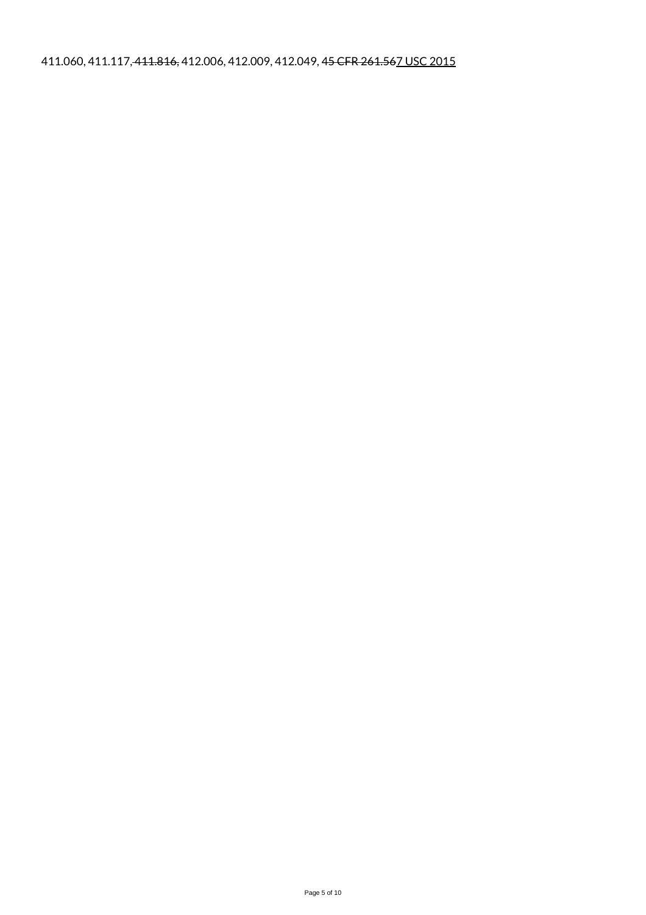411.060, 411.117~~, 411.816,~~ 412.006, 412.009, 412.049, 4~~5 CFR 261.56~~<u>7 USC 2015</u>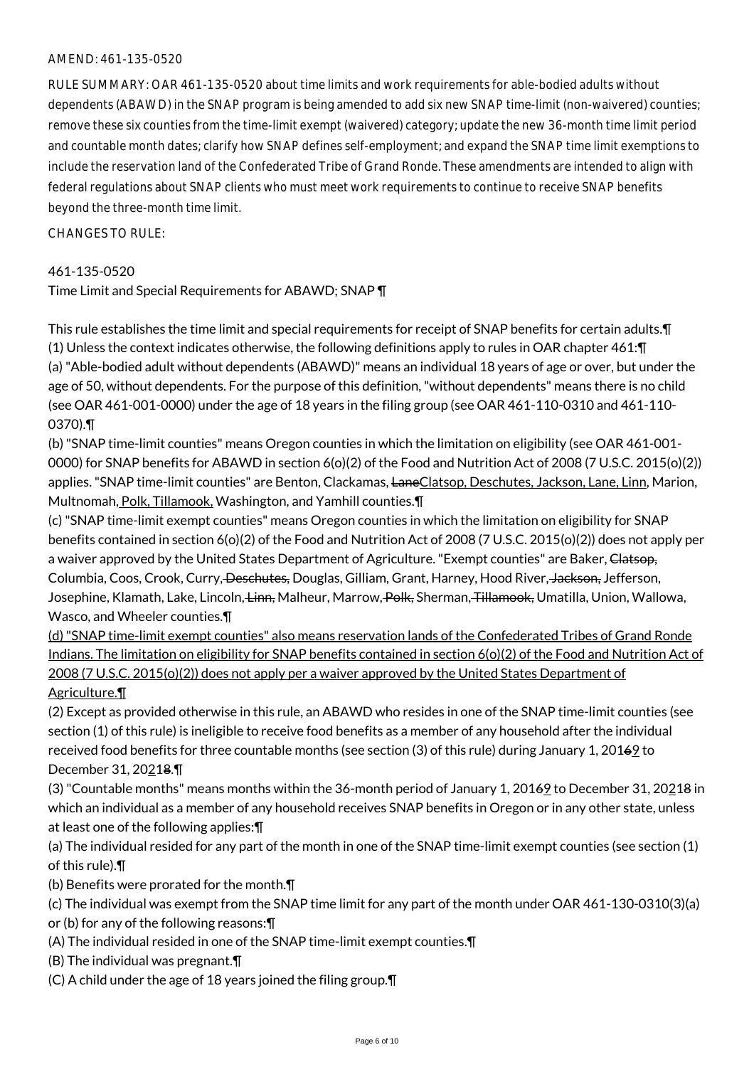AMEND: 461-135-0520

RULE SUMMARY: OAR 461-135-0520 about time limits and work requirements for able-bodied adults without dependents (ABAWD) in the SNAP program is being amended to add six new SNAP time-limit (non-waivered) counties; remove these six counties from the time-limit exempt (waivered) category; update the new 36-month time limit period and countable month dates; clarify how SNAP defines self-employment; and expand the SNAP time limit exemptions to include the reservation land of the Confederated Tribe of Grand Ronde. These amendments are intended to align with federal regulations about SNAP clients who must meet work requirements to continue to receive SNAP benefits beyond the three-month time limit.

CHANGES TO RULE:

461-135-0520
Time Limit and Special Requirements for ABAWD; SNAP ¶

This rule establishes the time limit and special requirements for receipt of SNAP benefits for certain adults.¶
(1) Unless the context indicates otherwise, the following definitions apply to rules in OAR chapter 461:¶
(a) "Able-bodied adult without dependents (ABAWD)" means an individual 18 years of age or over, but under the age of 50, without dependents. For the purpose of this definition, "without dependents" means there is no child (see OAR 461-001-0000) under the age of 18 years in the filing group (see OAR 461-110-0310 and 461-110-0370).¶
(b) "SNAP time-limit counties" means Oregon counties in which the limitation on eligibility (see OAR 461-001-0000) for SNAP benefits for ABAWD in section 6(o)(2) of the Food and Nutrition Act of 2008 (7 U.S.C. 2015(o)(2)) applies. "SNAP time-limit counties" are Benton, Clackamas, ~~Lane~~Clatsop, Deschutes, Jackson, Lane, Linn, Marion, Multnomah, Polk, Tillamook, Washington, and Yamhill counties.¶
(c) "SNAP time-limit exempt counties" means Oregon counties in which the limitation on eligibility for SNAP benefits contained in section 6(o)(2) of the Food and Nutrition Act of 2008 (7 U.S.C. 2015(o)(2)) does not apply per a waiver approved by the United States Department of Agriculture. "Exempt counties" are Baker, ~~Clatsop,~~ Columbia, Coos, Crook, Curry, ~~Deschutes,~~ Douglas, Gilliam, Grant, Harney, Hood River, ~~Jackson,~~ Jefferson, Josephine, Klamath, Lake, Lincoln, ~~Linn,~~ Malheur, Marrow, ~~Polk,~~ Sherman, ~~Tillamook,~~ Umatilla, Union, Wallowa, Wasco, and Wheeler counties.¶
(d) "SNAP time-limit exempt counties" also means reservation lands of the Confederated Tribes of Grand Ronde Indians. The limitation on eligibility for SNAP benefits contained in section 6(o)(2) of the Food and Nutrition Act of 2008 (7 U.S.C. 2015(o)(2)) does not apply per a waiver approved by the United States Department of Agriculture.¶
(2) Except as provided otherwise in this rule, an ABAWD who resides in one of the SNAP time-limit counties (see section (1) of this rule) is ineligible to receive food benefits as a member of any household after the individual received food benefits for three countable months (see section (3) of this rule) during January 1, 201~~6~~9 to December 31, 202~~1~~8.¶
(3) "Countable months" means months within the 36-month period of January 1, 201~~6~~9 to December 31, 202~~1~~8 in which an individual as a member of any household receives SNAP benefits in Oregon or in any other state, unless at least one of the following applies:¶
(a) The individual resided for any part of the month in one of the SNAP time-limit exempt counties (see section (1) of this rule).¶
(b) Benefits were prorated for the month.¶
(c) The individual was exempt from the SNAP time limit for any part of the month under OAR 461-130-0310(3)(a) or (b) for any of the following reasons:¶
(A) The individual resided in one of the SNAP time-limit exempt counties.¶
(B) The individual was pregnant.¶
(C) A child under the age of 18 years joined the filing group.¶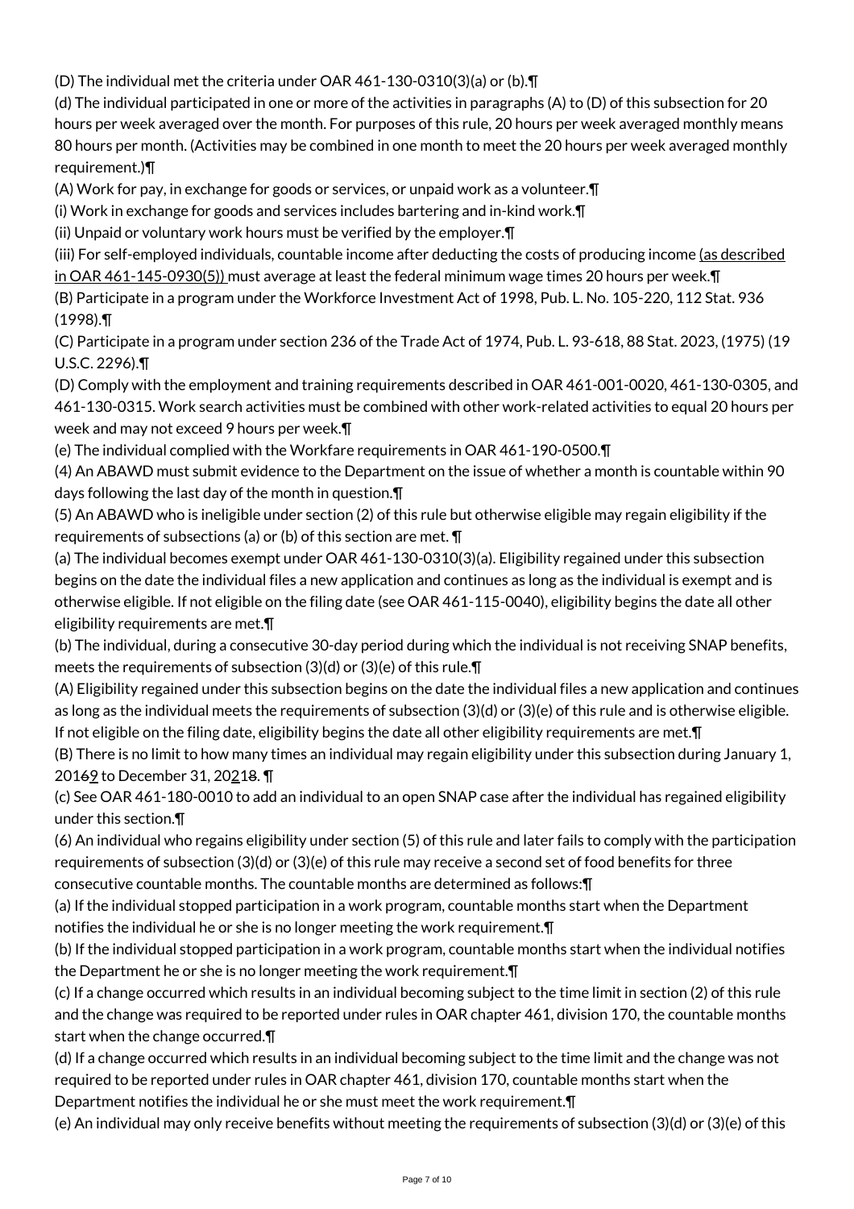(D) The individual met the criteria under OAR 461-130-0310(3)(a) or (b).¶

(d) The individual participated in one or more of the activities in paragraphs (A) to (D) of this subsection for 20 hours per week averaged over the month. For purposes of this rule, 20 hours per week averaged monthly means 80 hours per month. (Activities may be combined in one month to meet the 20 hours per week averaged monthly requirement.)¶

(A) Work for pay, in exchange for goods or services, or unpaid work as a volunteer.¶

(i) Work in exchange for goods and services includes bartering and in-kind work.¶

(ii) Unpaid or voluntary work hours must be verified by the employer.¶

(iii) For self-employed individuals, countable income after deducting the costs of producing income (as described in OAR 461-145-0930(5)) must average at least the federal minimum wage times 20 hours per week.¶

(B) Participate in a program under the Workforce Investment Act of 1998, Pub. L. No. 105-220, 112 Stat. 936 (1998).¶

(C) Participate in a program under section 236 of the Trade Act of 1974, Pub. L. 93-618, 88 Stat. 2023, (1975) (19 U.S.C. 2296).¶

(D) Comply with the employment and training requirements described in OAR 461-001-0020, 461-130-0305, and 461-130-0315. Work search activities must be combined with other work-related activities to equal 20 hours per week and may not exceed 9 hours per week.¶

(e) The individual complied with the Workfare requirements in OAR 461-190-0500.¶

(4) An ABAWD must submit evidence to the Department on the issue of whether a month is countable within 90 days following the last day of the month in question.¶

(5) An ABAWD who is ineligible under section (2) of this rule but otherwise eligible may regain eligibility if the requirements of subsections (a) or (b) of this section are met. ¶

(a) The individual becomes exempt under OAR 461-130-0310(3)(a). Eligibility regained under this subsection begins on the date the individual files a new application and continues as long as the individual is exempt and is otherwise eligible. If not eligible on the filing date (see OAR 461-115-0040), eligibility begins the date all other eligibility requirements are met.¶

(b) The individual, during a consecutive 30-day period during which the individual is not receiving SNAP benefits, meets the requirements of subsection (3)(d) or (3)(e) of this rule.¶

(A) Eligibility regained under this subsection begins on the date the individual files a new application and continues as long as the individual meets the requirements of subsection (3)(d) or (3)(e) of this rule and is otherwise eligible. If not eligible on the filing date, eligibility begins the date all other eligibility requirements are met.¶

(B) There is no limit to how many times an individual may regain eligibility under this subsection during January 1, 2016~~9~~ to December 31, 20~~2~~18. ¶

(c) See OAR 461-180-0010 to add an individual to an open SNAP case after the individual has regained eligibility under this section.¶

(6) An individual who regains eligibility under section (5) of this rule and later fails to comply with the participation requirements of subsection (3)(d) or (3)(e) of this rule may receive a second set of food benefits for three consecutive countable months. The countable months are determined as follows:¶

(a) If the individual stopped participation in a work program, countable months start when the Department notifies the individual he or she is no longer meeting the work requirement.¶

(b) If the individual stopped participation in a work program, countable months start when the individual notifies the Department he or she is no longer meeting the work requirement.¶

(c) If a change occurred which results in an individual becoming subject to the time limit in section (2) of this rule and the change was required to be reported under rules in OAR chapter 461, division 170, the countable months start when the change occurred.¶

(d) If a change occurred which results in an individual becoming subject to the time limit and the change was not required to be reported under rules in OAR chapter 461, division 170, countable months start when the Department notifies the individual he or she must meet the work requirement.¶

(e) An individual may only receive benefits without meeting the requirements of subsection (3)(d) or (3)(e) of this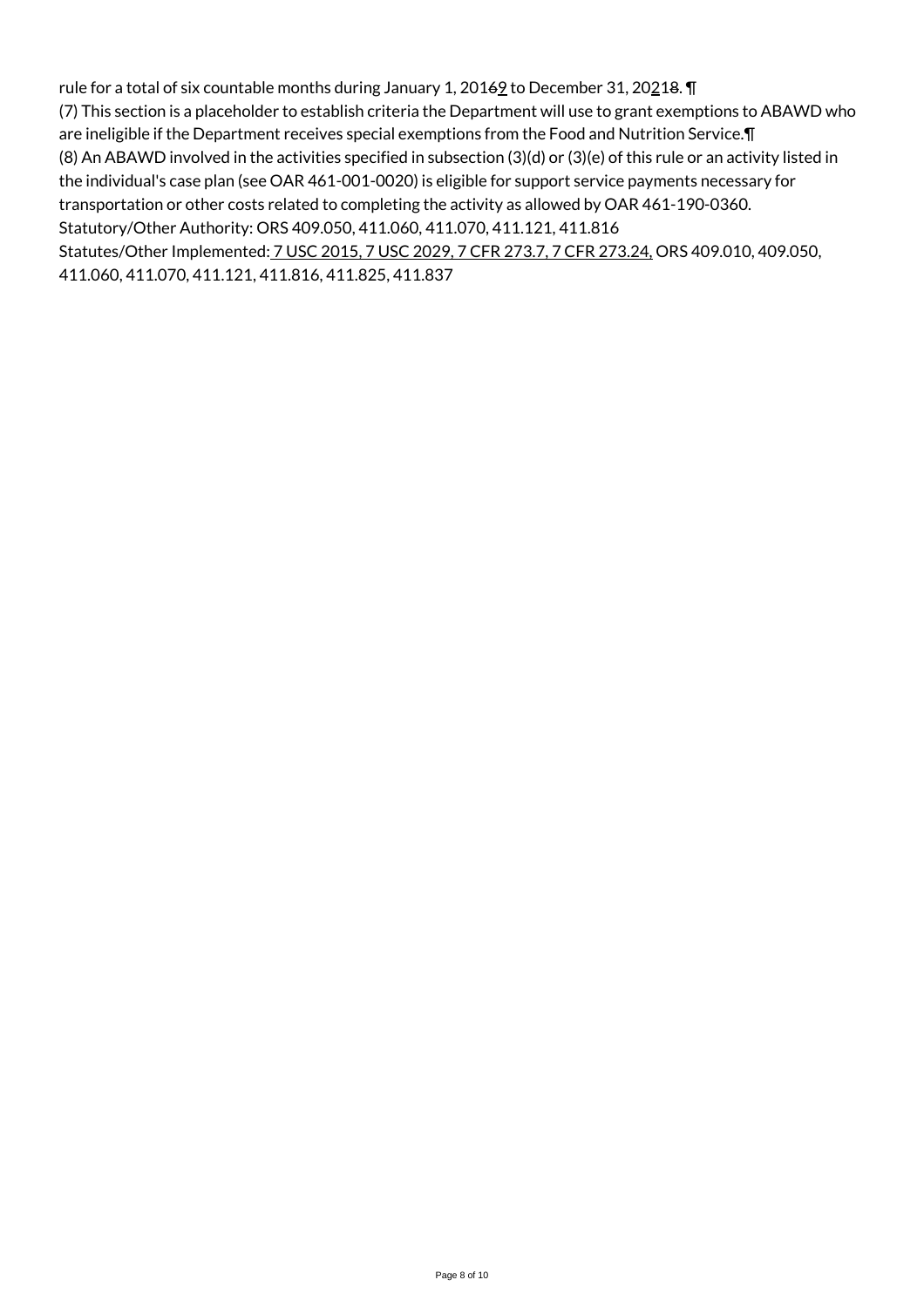rule for a total of six countable months during January 1, 2016~~6~~9 to December 31, 202~~1~~8. ¶

(7) This section is a placeholder to establish criteria the Department will use to grant exemptions to ABAWD who are ineligible if the Department receives special exemptions from the Food and Nutrition Service.¶

(8) An ABAWD involved in the activities specified in subsection (3)(d) or (3)(e) of this rule or an activity listed in the individual's case plan (see OAR 461-001-0020) is eligible for support service payments necessary for transportation or other costs related to completing the activity as allowed by OAR 461-190-0360.

Statutory/Other Authority: ORS 409.050, 411.060, 411.070, 411.121, 411.816

Statutes/Other Implemented: 7 USC 2015, 7 USC 2029, 7 CFR 273.7, 7 CFR 273.24, ORS 409.010, 409.050, 411.060, 411.070, 411.121, 411.816, 411.825, 411.837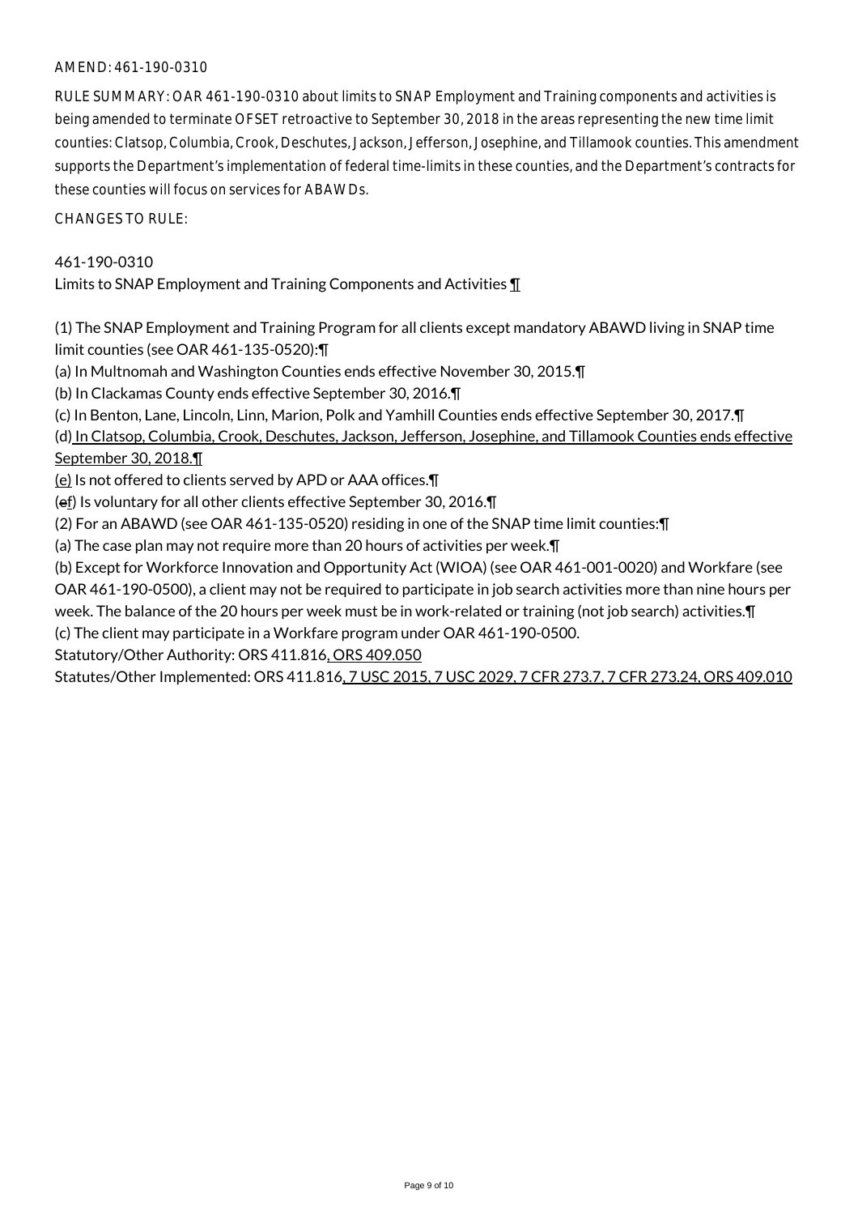AMEND: 461-190-0310

RULE SUMMARY: OAR 461-190-0310 about limits to SNAP Employment and Training components and activities is being amended to terminate OFSET retroactive to September 30, 2018 in the areas representing the new time limit counties: Clatsop, Columbia, Crook, Deschutes, Jackson, Jefferson, Josephine, and Tillamook counties. This amendment supports the Department's implementation of federal time-limits in these counties, and the Department's contracts for these counties will focus on services for ABAWDs.

CHANGES TO RULE:

461-190-0310

Limits to SNAP Employment and Training Components and Activities ¶

(1) The SNAP Employment and Training Program for all clients except mandatory ABAWD living in SNAP time limit counties (see OAR 461-135-0520):¶

(a) In Multnomah and Washington Counties ends effective November 30, 2015.¶

(b) In Clackamas County ends effective September 30, 2016.¶

(c) In Benton, Lane, Lincoln, Linn, Marion, Polk and Yamhill Counties ends effective September 30, 2017.¶

(d) In Clatsop, Columbia, Crook, Deschutes, Jackson, Jefferson, Josephine, and Tillamook Counties ends effective September 30, 2018.¶

(e) Is not offered to clients served by APD or AAA offices.¶

(ef) Is voluntary for all other clients effective September 30, 2016.¶

(2) For an ABAWD (see OAR 461-135-0520) residing in one of the SNAP time limit counties:¶

(a) The case plan may not require more than 20 hours of activities per week.¶

(b) Except for Workforce Innovation and Opportunity Act (WIOA) (see OAR 461-001-0020) and Workfare (see OAR 461-190-0500), a client may not be required to participate in job search activities more than nine hours per week. The balance of the 20 hours per week must be in work-related or training (not job search) activities.¶

(c) The client may participate in a Workfare program under OAR 461-190-0500.

Statutory/Other Authority: ORS 411.816, ORS 409.050

Statutes/Other Implemented: ORS 411.816, 7 USC 2015, 7 USC 2029, 7 CFR 273.7, 7 CFR 273.24, ORS 409.010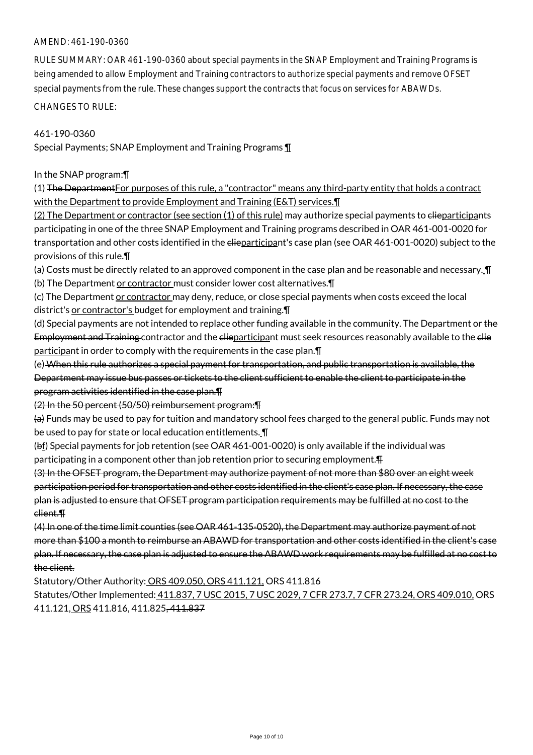AMEND: 461-190-0360

RULE SUMMARY: OAR 461-190-0360 about special payments in the SNAP Employment and Training Programs is being amended to allow Employment and Training contractors to authorize special payments and remove OFSET special payments from the rule. These changes support the contracts that focus on services for ABAWDs.

CHANGES TO RULE:

461-190-0360
Special Payments; SNAP Employment and Training Programs ¶

In the SNAP program:¶

(1) ~~The Department~~For purposes of this rule, a "contractor" means any third-party entity that holds a contract with the Department to provide Employment and Training (E&T) services.¶

(2) The Department or contractor (see section (1) of this rule) may authorize special payments to ~~clie~~participants participating in one of the three SNAP Employment and Training programs described in OAR 461-001-0020 for transportation and other costs identified in the ~~clie~~participant's case plan (see OAR 461-001-0020) subject to the provisions of this rule.¶

(a) Costs must be directly related to an approved component in the case plan and be reasonable and necessary. ¶

(b) The Department or contractor must consider lower cost alternatives.¶

(c) The Department or contractor may deny, reduce, or close special payments when costs exceed the local district's or contractor's budget for employment and training.¶

(d) Special payments are not intended to replace other funding available in the community. The Department or ~~the Employment and Training~~ contractor and the ~~clie~~participant must seek resources reasonably available to the ~~clie~~ participant in order to comply with the requirements in the case plan.¶

(e) ~~When this rule authorizes a special payment for transportation, and public transportation is available, the Department may issue bus passes or tickets to the client sufficient to enable the client to participate in the program activities identified in the case plan.¶~~

~~(2) In the 50 percent (50/50) reimbursement program:¶~~

~~(a)~~ Funds may be used to pay for tuition and mandatory school fees charged to the general public. Funds may not be used to pay for state or local education entitlements. ¶

(~~b~~f) Special payments for job retention (see OAR 461-001-0020) is only available if the individual was participating in a component other than job retention prior to securing employment.~~¶~~

~~(3) In the OFSET program, the Department may authorize payment of not more than $80 over an eight week participation period for transportation and other costs identified in the client's case plan. If necessary, the case plan is adjusted to ensure that OFSET program participation requirements may be fulfilled at no cost to the client.¶~~

~~(4) In one of the time limit counties (see OAR 461-135-0520), the Department may authorize payment of not more than $100 a month to reimburse an ABAWD for transportation and other costs identified in the client's case plan. If necessary, the case plan is adjusted to ensure the ABAWD work requirements may be fulfilled at no cost to the client.~~

Statutory/Other Authority: ORS 409.050, ORS 411.121, ORS 411.816
Statutes/Other Implemented: 411.837, 7 USC 2015, 7 USC 2029, 7 CFR 273.7, 7 CFR 273.24, ORS 409.010, ORS 411.121, ORS 411.816, 411.825~~, 411.837~~